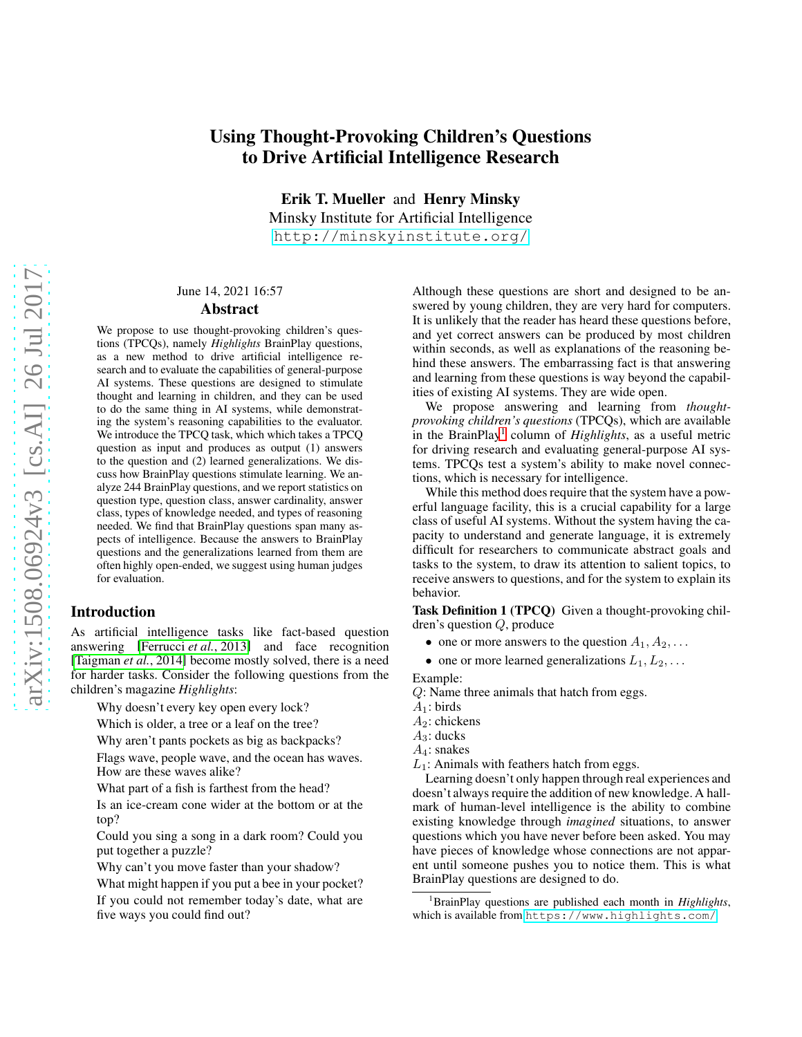# Using Thought-Provoking Children's Questions to Drive Artificial Intelligence Research

**Erik T. Mueller** and **Henry Minsky**
Minsky Institute for Artificial Intelligence
http://minskyinstitute.org/

June 14, 2021 16:57

## Abstract

We propose to use thought-provoking children's questions (TPCQs), namely *Highlights* BrainPlay questions, as a new method to drive artificial intelligence research and to evaluate the capabilities of general-purpose AI systems. These questions are designed to stimulate thought and learning in children, and they can be used to do the same thing in AI systems, while demonstrating the system's reasoning capabilities to the evaluator. We introduce the TPCQ task, which which takes a TPCQ question as input and produces as output (1) answers to the question and (2) learned generalizations. We discuss how BrainPlay questions stimulate learning. We analyze 244 BrainPlay questions, and we report statistics on question type, question class, answer cardinality, answer class, types of knowledge needed, and types of reasoning needed. We find that BrainPlay questions span many aspects of intelligence. Because the answers to BrainPlay questions and the generalizations learned from them are often highly open-ended, we suggest using human judges for evaluation.

## Introduction

As artificial intelligence tasks like fact-based question answering [Ferrucci *et al.*, 2013] and face recognition [Taigman *et al.*, 2014] become mostly solved, there is a need for harder tasks. Consider the following questions from the children's magazine *Highlights*:

> Why doesn't every key open every lock?
>
> Which is older, a tree or a leaf on the tree?
>
> Why aren't pants pockets as big as backpacks?
>
> Flags wave, people wave, and the ocean has waves. How are these waves alike?
>
> What part of a fish is farthest from the head?
>
> Is an ice-cream cone wider at the bottom or at the top?
>
> Could you sing a song in a dark room? Could you put together a puzzle?
>
> Why can't you move faster than your shadow?
>
> What might happen if you put a bee in your pocket?
>
> If you could not remember today's date, what are five ways you could find out?

Although these questions are short and designed to be answered by young children, they are very hard for computers. It is unlikely that the reader has heard these questions before, and yet correct answers can be produced by most children within seconds, as well as explanations of the reasoning behind these answers. The embarrassing fact is that answering and learning from these questions is way beyond the capabilities of existing AI systems. They are wide open.

We propose answering and learning from *thought-provoking children's questions* (TPCQs), which are available in the BrainPlay[1] column of *Highlights*, as a useful metric for driving research and evaluating general-purpose AI systems. TPCQs test a system's ability to make novel connections, which is necessary for intelligence.

While this method does require that the system have a powerful language facility, this is a crucial capability for a large class of useful AI systems. Without the system having the capacity to understand and generate language, it is extremely difficult for researchers to communicate abstract goals and tasks to the system, to draw its attention to salient topics, to receive answers to questions, and for the system to explain its behavior.

**Task Definition 1 (TPCQ)** Given a thought-provoking children's question $Q$, produce

- one or more answers to the question $A_1, A_2, \ldots$
- one or more learned generalizations $L_1, L_2, \ldots$

Example:
$Q$: Name three animals that hatch from eggs.
$A_1$: birds
$A_2$: chickens
$A_3$: ducks
$A_4$: snakes
$L_1$: Animals with feathers hatch from eggs.

Learning doesn't only happen through real experiences and doesn't always require the addition of new knowledge. A hallmark of human-level intelligence is the ability to combine existing knowledge through *imagined* situations, to answer questions which you have never before been asked. You may have pieces of knowledge whose connections are not apparent until someone pushes you to notice them. This is what BrainPlay questions are designed to do.

[1] BrainPlay questions are published each month in *Highlights*, which is available from https://www.highlights.com/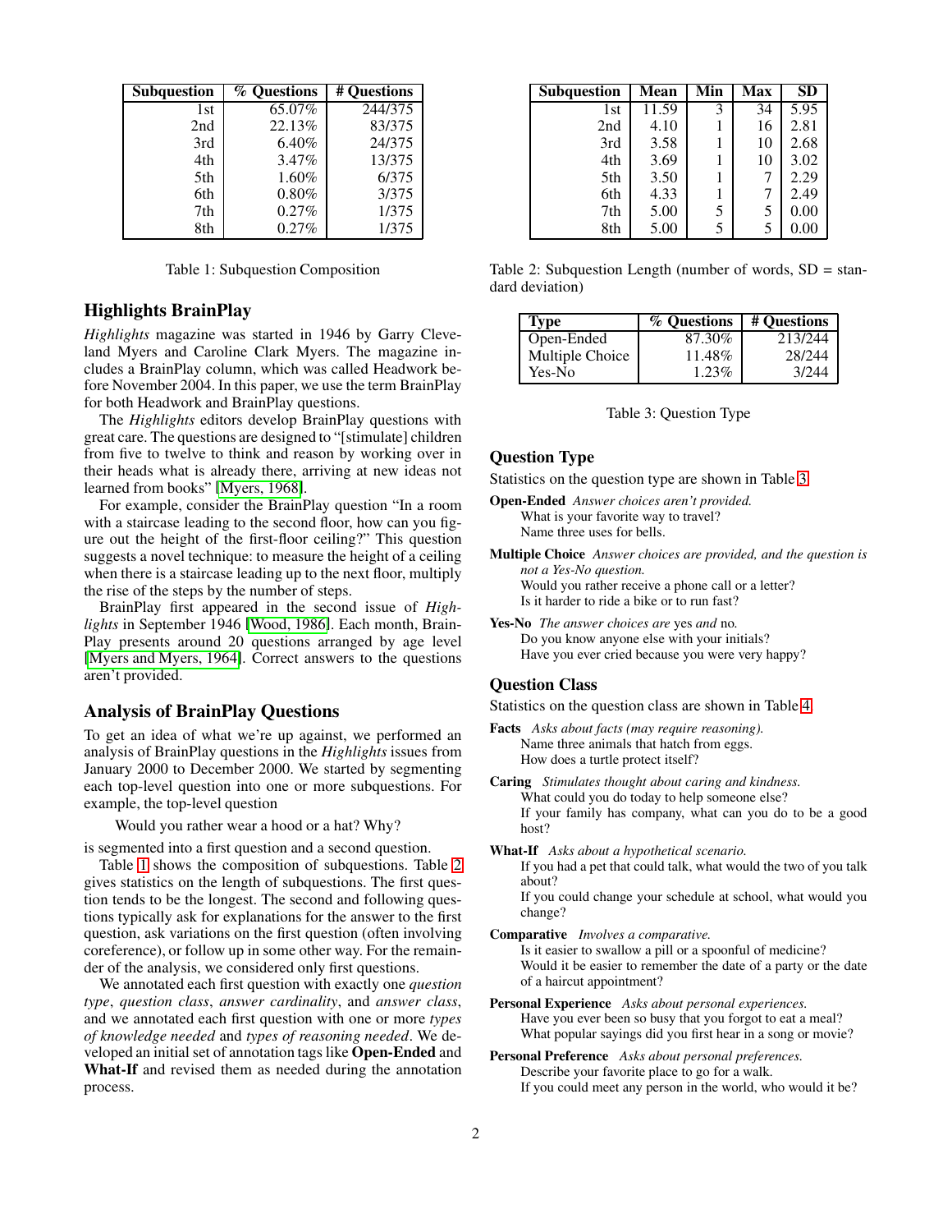| Subquestion | % Questions | # Questions |
|---|---|---|
| 1st | 65.07% | 244/375 |
| 2nd | 22.13% | 83/375 |
| 3rd | 6.40% | 24/375 |
| 4th | 3.47% | 13/375 |
| 5th | 1.60% | 6/375 |
| 6th | 0.80% | 3/375 |
| 7th | 0.27% | 1/375 |
| 8th | 0.27% | 1/375 |

Table 1: Subquestion Composition

## Highlights BrainPlay

*Highlights* magazine was started in 1946 by Garry Cleveland Myers and Caroline Clark Myers. The magazine includes a BrainPlay column, which was called Headwork before November 2004. In this paper, we use the term BrainPlay for both Headwork and BrainPlay questions.

The *Highlights* editors develop BrainPlay questions with great care. The questions are designed to "[stimulate] children from five to twelve to think and reason by working over in their heads what is already there, arriving at new ideas not learned from books" [Myers, 1968].

For example, consider the BrainPlay question "In a room with a staircase leading to the second floor, how can you figure out the height of the first-floor ceiling?" This question suggests a novel technique: to measure the height of a ceiling when there is a staircase leading up to the next floor, multiply the rise of the steps by the number of steps.

BrainPlay first appeared in the second issue of *Highlights* in September 1946 [Wood, 1986]. Each month, BrainPlay presents around 20 questions arranged by age level [Myers and Myers, 1964]. Correct answers to the questions aren't provided.

## Analysis of BrainPlay Questions

To get an idea of what we're up against, we performed an analysis of BrainPlay questions in the *Highlights* issues from January 2000 to December 2000. We started by segmenting each top-level question into one or more subquestions. For example, the top-level question

> Would you rather wear a hood or a hat? Why?

is segmented into a first question and a second question.

Table 1 shows the composition of subquestions. Table 2 gives statistics on the length of subquestions. The first question tends to be the longest. The second and following questions typically ask for explanations for the answer to the first question, ask variations on the first question (often involving coreference), or follow up in some other way. For the remainder of the analysis, we considered only first questions.

We annotated each first question with exactly one *question type*, *question class*, *answer cardinality*, and *answer class*, and we annotated each first question with one or more *types of knowledge needed* and *types of reasoning needed*. We developed an initial set of annotation tags like **Open-Ended** and **What-If** and revised them as needed during the annotation process.

| Subquestion | Mean | Min | Max | SD |
|---|---|---|---|---|
| 1st | 11.59 | 3 | 34 | 5.95 |
| 2nd | 4.10 | 1 | 16 | 2.81 |
| 3rd | 3.58 | 1 | 10 | 2.68 |
| 4th | 3.69 | 1 | 10 | 3.02 |
| 5th | 3.50 | 1 | 7 | 2.29 |
| 6th | 4.33 | 1 | 7 | 2.49 |
| 7th | 5.00 | 5 | 5 | 0.00 |
| 8th | 5.00 | 5 | 5 | 0.00 |

Table 2: Subquestion Length (number of words, SD = standard deviation)

| Type | % Questions | # Questions |
|---|---|---|
| Open-Ended | 87.30% | 213/244 |
| Multiple Choice | 11.48% | 28/244 |
| Yes-No | 1.23% | 3/244 |

Table 3: Question Type

## Question Type

Statistics on the question type are shown in Table 3.

**Open-Ended** *Answer choices aren't provided.*
What is your favorite way to travel?
Name three uses for bells.

**Multiple Choice** *Answer choices are provided, and the question is not a Yes-No question.*
Would you rather receive a phone call or a letter?
Is it harder to ride a bike or to run fast?

**Yes-No** *The answer choices are* yes *and* no.
Do you know anyone else with your initials?
Have you ever cried because you were very happy?

## Question Class

Statistics on the question class are shown in Table 4.

**Facts** *Asks about facts (may require reasoning).*
Name three animals that hatch from eggs.
How does a turtle protect itself?

**Caring** *Stimulates thought about caring and kindness.*
What could you do today to help someone else?
If your family has company, what can you do to be a good host?

**What-If** *Asks about a hypothetical scenario.*
If you had a pet that could talk, what would the two of you talk about?
If you could change your schedule at school, what would you change?

**Comparative** *Involves a comparative.*
Is it easier to swallow a pill or a spoonful of medicine?
Would it be easier to remember the date of a party or the date of a haircut appointment?

**Personal Experience** *Asks about personal experiences.*
Have you ever been so busy that you forgot to eat a meal?
What popular sayings did you first hear in a song or movie?

**Personal Preference** *Asks about personal preferences.*
Describe your favorite place to go for a walk.
If you could meet any person in the world, who would it be?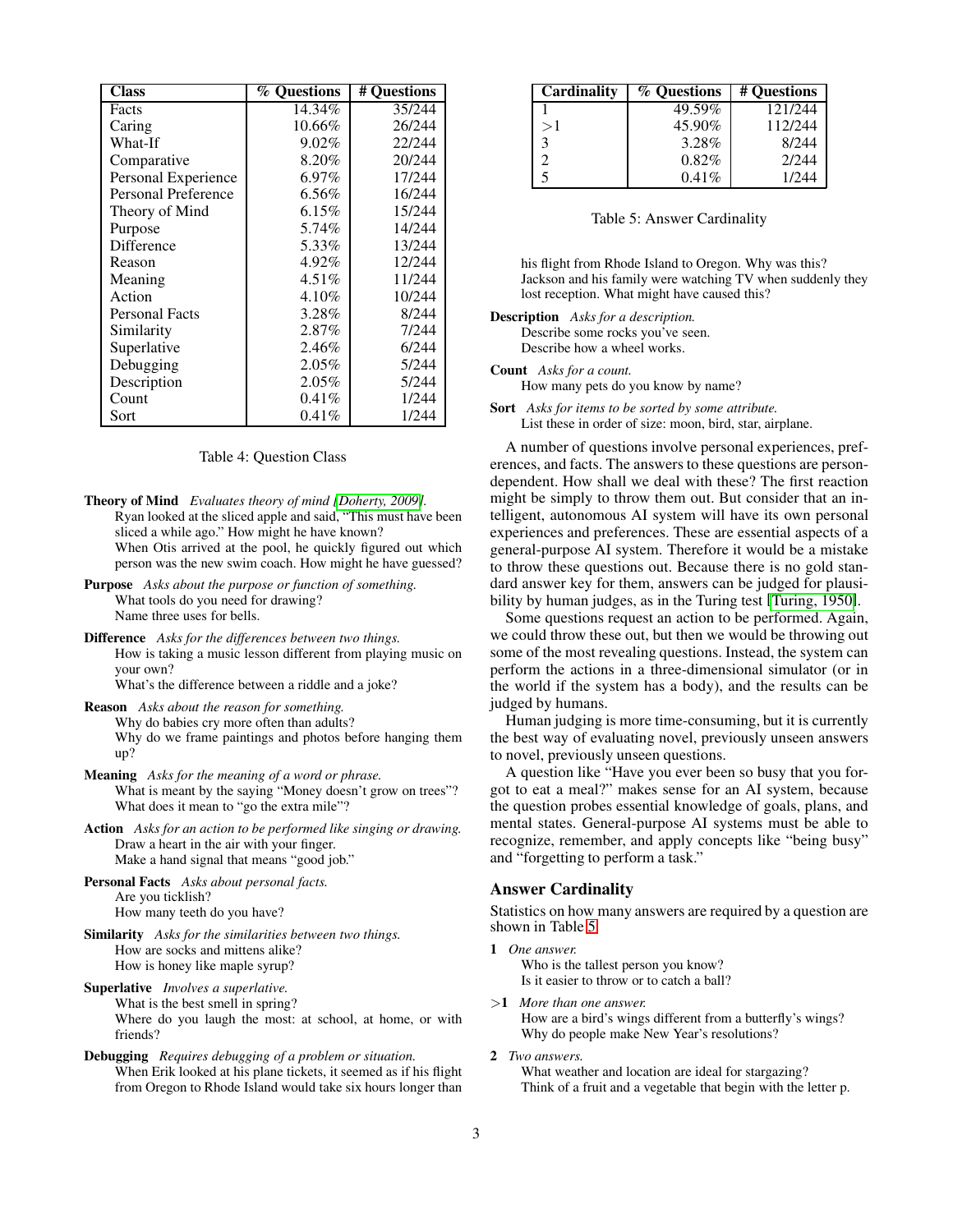| Class | % Questions | # Questions |
| --- | --- | --- |
| Facts | 14.34% | 35/244 |
| Caring | 10.66% | 26/244 |
| What-If | 9.02% | 22/244 |
| Comparative | 8.20% | 20/244 |
| Personal Experience | 6.97% | 17/244 |
| Personal Preference | 6.56% | 16/244 |
| Theory of Mind | 6.15% | 15/244 |
| Purpose | 5.74% | 14/244 |
| Difference | 5.33% | 13/244 |
| Reason | 4.92% | 12/244 |
| Meaning | 4.51% | 11/244 |
| Action | 4.10% | 10/244 |
| Personal Facts | 3.28% | 8/244 |
| Similarity | 2.87% | 7/244 |
| Superlative | 2.46% | 6/244 |
| Debugging | 2.05% | 5/244 |
| Description | 2.05% | 5/244 |
| Count | 0.41% | 1/244 |
| Sort | 0.41% | 1/244 |

Table 4: Question Class

**Theory of Mind** *Evaluates theory of mind [Doherty, 2009].*
Ryan looked at the sliced apple and said, "This must have been sliced a while ago." How might he have known?
When Otis arrived at the pool, he quickly figured out which person was the new swim coach. How might he have guessed?

**Purpose** *Asks about the purpose or function of something.*
What tools do you need for drawing?
Name three uses for bells.

**Difference** *Asks for the differences between two things.*
How is taking a music lesson different from playing music on your own?
What's the difference between a riddle and a joke?

**Reason** *Asks about the reason for something.*
Why do babies cry more often than adults?
Why do we frame paintings and photos before hanging them up?

**Meaning** *Asks for the meaning of a word or phrase.*
What is meant by the saying "Money doesn't grow on trees"?
What does it mean to "go the extra mile"?

**Action** *Asks for an action to be performed like singing or drawing.*
Draw a heart in the air with your finger.
Make a hand signal that means "good job."

**Personal Facts** *Asks about personal facts.*
Are you ticklish?
How many teeth do you have?

**Similarity** *Asks for the similarities between two things.*
How are socks and mittens alike?
How is honey like maple syrup?

**Superlative** *Involves a superlative.*
What is the best smell in spring?
Where do you laugh the most: at school, at home, or with friends?

**Debugging** *Requires debugging of a problem or situation.*
When Erik looked at his plane tickets, it seemed as if his flight from Oregon to Rhode Island would take six hours longer than his flight from Rhode Island to Oregon. Why was this?
Jackson and his family were watching TV when suddenly they lost reception. What might have caused this?

**Description** *Asks for a description.*
Describe some rocks you've seen.
Describe how a wheel works.

**Count** *Asks for a count.*
How many pets do you know by name?

**Sort** *Asks for items to be sorted by some attribute.*
List these in order of size: moon, bird, star, airplane.

| Cardinality | % Questions | # Questions |
| --- | --- | --- |
| 1 | 49.59% | 121/244 |
| >1 | 45.90% | 112/244 |
| 3 | 3.28% | 8/244 |
| 2 | 0.82% | 2/244 |
| 5 | 0.41% | 1/244 |

Table 5: Answer Cardinality

A number of questions involve personal experiences, preferences, and facts. The answers to these questions are person-dependent. How shall we deal with these? The first reaction might be simply to throw them out. But consider that an intelligent, autonomous AI system will have its own personal experiences and preferences. These are essential aspects of a general-purpose AI system. Therefore it would be a mistake to throw these questions out. Because there is no gold standard answer key for them, answers can be judged for plausibility by human judges, as in the Turing test [Turing, 1950].

Some questions request an action to be performed. Again, we could throw these out, but then we would be throwing out some of the most revealing questions. Instead, the system can perform the actions in a three-dimensional simulator (or in the world if the system has a body), and the results can be judged by humans.

Human judging is more time-consuming, but it is currently the best way of evaluating novel, previously unseen answers to novel, previously unseen questions.

A question like "Have you ever been so busy that you forgot to eat a meal?" makes sense for an AI system, because the question probes essential knowledge of goals, plans, and mental states. General-purpose AI systems must be able to recognize, remember, and apply concepts like "being busy" and "forgetting to perform a task."

## Answer Cardinality

Statistics on how many answers are required by a question are shown in Table 5.

**1** *One answer.*
Who is the tallest person you know?
Is it easier to throw or to catch a ball?

**>1** *More than one answer.*
How are a bird's wings different from a butterfly's wings?
Why do people make New Year's resolutions?

**2** *Two answers.*
What weather and location are ideal for stargazing?
Think of a fruit and a vegetable that begin with the letter p.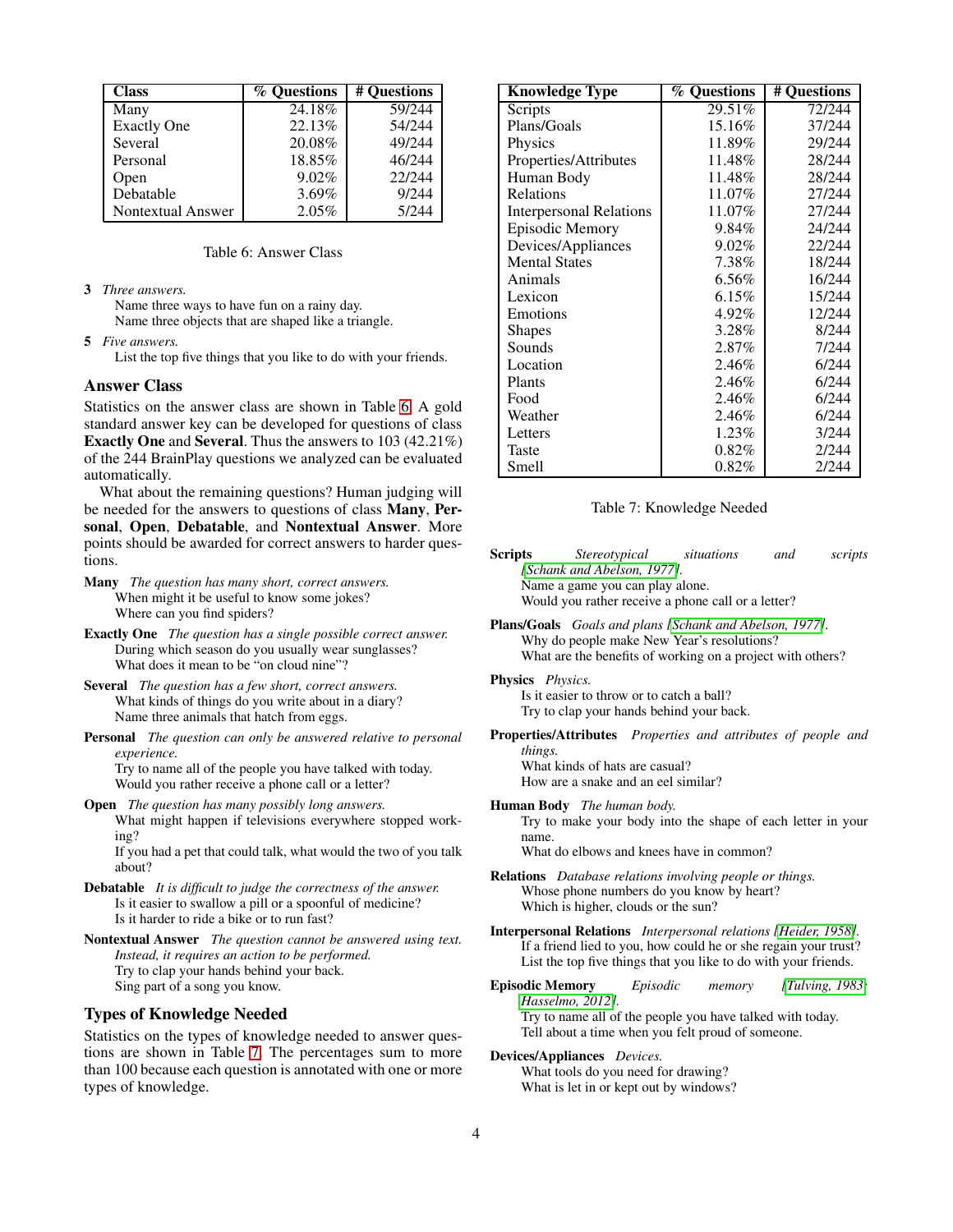| Class | % Questions | # Questions |
|---|---|---|
| Many | 24.18% | 59/244 |
| Exactly One | 22.13% | 54/244 |
| Several | 20.08% | 49/244 |
| Personal | 18.85% | 46/244 |
| Open | 9.02% | 22/244 |
| Debatable | 3.69% | 9/244 |
| Nontextual Answer | 2.05% | 5/244 |

Table 6: Answer Class

**3** *Three answers.*
Name three ways to have fun on a rainy day.
Name three objects that are shaped like a triangle.

**5** *Five answers.*
List the top five things that you like to do with your friends.

## Answer Class

Statistics on the answer class are shown in Table 6. A gold standard answer key can be developed for questions of class **Exactly One** and **Several**. Thus the answers to 103 (42.21%) of the 244 BrainPlay questions we analyzed can be evaluated automatically.

What about the remaining questions? Human judging will be needed for the answers to questions of class **Many**, **Personal**, **Open**, **Debatable**, and **Nontextual Answer**. More points should be awarded for correct answers to harder questions.

**Many** *The question has many short, correct answers.*
When might it be useful to know some jokes?
Where can you find spiders?

**Exactly One** *The question has a single possible correct answer.*
During which season do you usually wear sunglasses?
What does it mean to be "on cloud nine"?

**Several** *The question has a few short, correct answers.*
What kinds of things do you write about in a diary?
Name three animals that hatch from eggs.

**Personal** *The question can only be answered relative to personal experience.*
Try to name all of the people you have talked with today.
Would you rather receive a phone call or a letter?

**Open** *The question has many possibly long answers.*
What might happen if televisions everywhere stopped working?
If you had a pet that could talk, what would the two of you talk about?

**Debatable** *It is difficult to judge the correctness of the answer.*
Is it easier to swallow a pill or a spoonful of medicine?
Is it harder to ride a bike or to run fast?

**Nontextual Answer** *The question cannot be answered using text. Instead, it requires an action to be performed.*
Try to clap your hands behind your back.
Sing part of a song you know.

## Types of Knowledge Needed

Statistics on the types of knowledge needed to answer questions are shown in Table 7. The percentages sum to more than 100 because each question is annotated with one or more types of knowledge.

| Knowledge Type | % Questions | # Questions |
|---|---|---|
| Scripts | 29.51% | 72/244 |
| Plans/Goals | 15.16% | 37/244 |
| Physics | 11.89% | 29/244 |
| Properties/Attributes | 11.48% | 28/244 |
| Human Body | 11.48% | 28/244 |
| Relations | 11.07% | 27/244 |
| Interpersonal Relations | 11.07% | 27/244 |
| Episodic Memory | 9.84% | 24/244 |
| Devices/Appliances | 9.02% | 22/244 |
| Mental States | 7.38% | 18/244 |
| Animals | 6.56% | 16/244 |
| Lexicon | 6.15% | 15/244 |
| Emotions | 4.92% | 12/244 |
| Shapes | 3.28% | 8/244 |
| Sounds | 2.87% | 7/244 |
| Location | 2.46% | 6/244 |
| Plants | 2.46% | 6/244 |
| Food | 2.46% | 6/244 |
| Weather | 2.46% | 6/244 |
| Letters | 1.23% | 3/244 |
| Taste | 0.82% | 2/244 |
| Smell | 0.82% | 2/244 |

Table 7: Knowledge Needed

**Scripts** *Stereotypical situations and scripts* [Schank and Abelson, 1977].
Name a game you can play alone.
Would you rather receive a phone call or a letter?

**Plans/Goals** *Goals and plans* [Schank and Abelson, 1977].
Why do people make New Year's resolutions?
What are the benefits of working on a project with others?

**Physics** *Physics.*
Is it easier to throw or to catch a ball?
Try to clap your hands behind your back.

**Properties/Attributes** *Properties and attributes of people and things.*
What kinds of hats are casual?
How are a snake and an eel similar?

**Human Body** *The human body.*
Try to make your body into the shape of each letter in your name.
What do elbows and knees have in common?

**Relations** *Database relations involving people or things.*
Whose phone numbers do you know by heart?
Which is higher, clouds or the sun?

**Interpersonal Relations** *Interpersonal relations* [Heider, 1958].
If a friend lied to you, how could he or she regain your trust?
List the top five things that you like to do with your friends.

**Episodic Memory** *Episodic memory* [Tulving, 1983; Hasselmo, 2012].
Try to name all of the people you have talked with today.
Tell about a time when you felt proud of someone.

**Devices/Appliances** *Devices.*
What tools do you need for drawing?
What is let in or kept out by windows?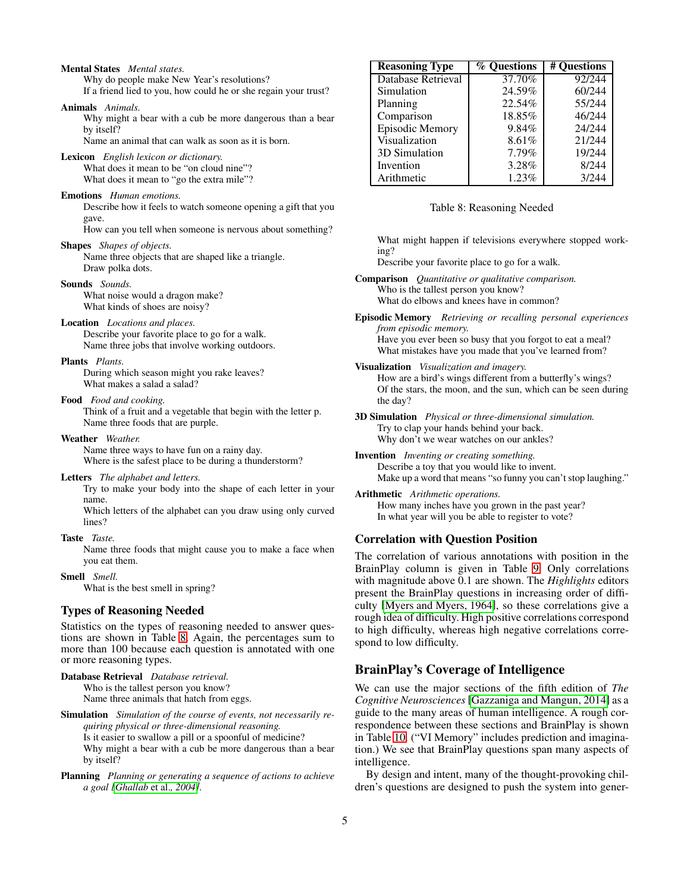**Mental States** *Mental states.*
: Why do people make New Year's resolutions?
: If a friend lied to you, how could he or she regain your trust?

**Animals** *Animals.*
: Why might a bear with a cub be more dangerous than a bear by itself?
: Name an animal that can walk as soon as it is born.

**Lexicon** *English lexicon or dictionary.*
: What does it mean to be "on cloud nine"?
: What does it mean to "go the extra mile"?

**Emotions** *Human emotions.*
: Describe how it feels to watch someone opening a gift that you gave.
: How can you tell when someone is nervous about something?

**Shapes** *Shapes of objects.*
: Name three objects that are shaped like a triangle.
: Draw polka dots.

**Sounds** *Sounds.*
: What noise would a dragon make?
: What kinds of shoes are noisy?

**Location** *Locations and places.*
: Describe your favorite place to go for a walk.
: Name three jobs that involve working outdoors.

**Plants** *Plants.*
: During which season might you rake leaves?
: What makes a salad a salad?

**Food** *Food and cooking.*
: Think of a fruit and a vegetable that begin with the letter p.
: Name three foods that are purple.

**Weather** *Weather.*
: Name three ways to have fun on a rainy day.
: Where is the safest place to be during a thunderstorm?

**Letters** *The alphabet and letters.*
: Try to make your body into the shape of each letter in your name.
: Which letters of the alphabet can you draw using only curved lines?

**Taste** *Taste.*
: Name three foods that might cause you to make a face when you eat them.

**Smell** *Smell.*
: What is the best smell in spring?

## Types of Reasoning Needed

Statistics on the types of reasoning needed to answer questions are shown in Table 8. Again, the percentages sum to more than 100 because each question is annotated with one or more reasoning types.

| Reasoning Type | % Questions | # Questions |
|---|---|---|
| Database Retrieval | 37.70% | 92/244 |
| Simulation | 24.59% | 60/244 |
| Planning | 22.54% | 55/244 |
| Comparison | 18.85% | 46/244 |
| Episodic Memory | 9.84% | 24/244 |
| Visualization | 8.61% | 21/244 |
| 3D Simulation | 7.79% | 19/244 |
| Invention | 3.28% | 8/244 |
| Arithmetic | 1.23% | 3/244 |

Table 8: Reasoning Needed

**Database Retrieval** *Database retrieval.*
: Who is the tallest person you know?
: Name three animals that hatch from eggs.

**Simulation** *Simulation of the course of events, not necessarily requiring physical or three-dimensional reasoning.*
: Is it easier to swallow a pill or a spoonful of medicine?
: Why might a bear with a cub be more dangerous than a bear by itself?

**Planning** *Planning or generating a sequence of actions to achieve a goal [Ghallab et al., 2004].*
: What might happen if televisions everywhere stopped working?
: Describe your favorite place to go for a walk.

**Comparison** *Quantitative or qualitative comparison.*
: Who is the tallest person you know?
: What do elbows and knees have in common?

**Episodic Memory** *Retrieving or recalling personal experiences from episodic memory.*
: Have you ever been so busy that you forgot to eat a meal?
: What mistakes have you made that you've learned from?

**Visualization** *Visualization and imagery.*
: How are a bird's wings different from a butterfly's wings?
: Of the stars, the moon, and the sun, which can be seen during the day?

**3D Simulation** *Physical or three-dimensional simulation.*
: Try to clap your hands behind your back.
: Why don't we wear watches on our ankles?

**Invention** *Inventing or creating something.*
: Describe a toy that you would like to invent.
: Make up a word that means "so funny you can't stop laughing."

**Arithmetic** *Arithmetic operations.*
: How many inches have you grown in the past year?
: In what year will you be able to register to vote?

## Correlation with Question Position

The correlation of various annotations with position in the BrainPlay column is given in Table 9. Only correlations with magnitude above 0.1 are shown. The *Highlights* editors present the BrainPlay questions in increasing order of difficulty [Myers and Myers, 1964], so these correlations give a rough idea of difficulty. High positive correlations correspond to high difficulty, whereas high negative correlations correspond to low difficulty.

## BrainPlay's Coverage of Intelligence

We can use the major sections of the fifth edition of *The Cognitive Neurosciences* [Gazzaniga and Mangun, 2014] as a guide to the many areas of human intelligence. A rough correspondence between these sections and BrainPlay is shown in Table 10. ("VI Memory" includes prediction and imagination.) We see that BrainPlay questions span many aspects of intelligence.

By design and intent, many of the thought-provoking children's questions are designed to push the system into gener-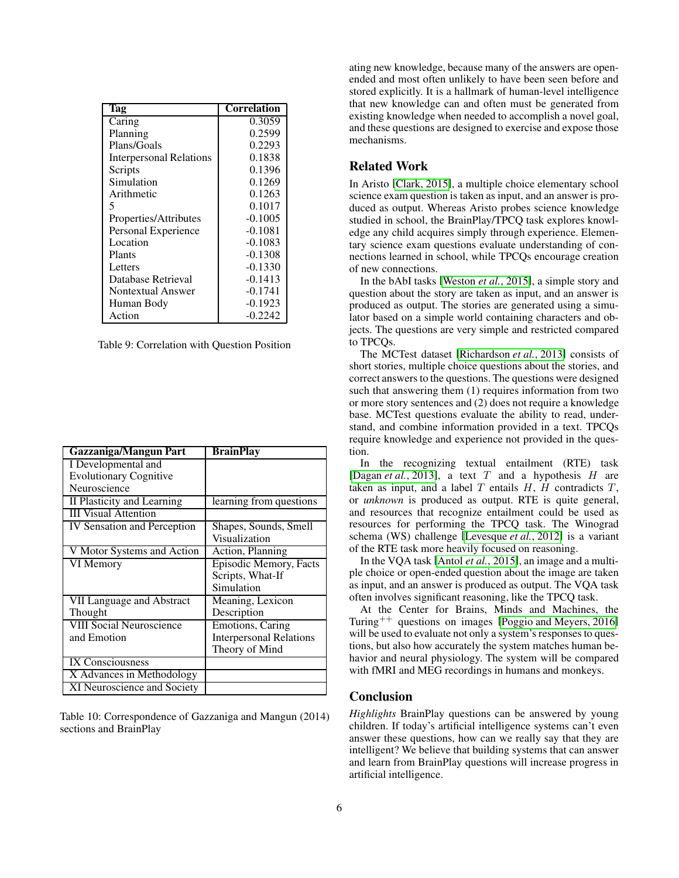| Tag | Correlation |
|---|---|
| Caring | 0.3059 |
| Planning | 0.2599 |
| Plans/Goals | 0.2293 |
| Interpersonal Relations | 0.1838 |
| Scripts | 0.1396 |
| Simulation | 0.1269 |
| Arithmetic | 0.1263 |
| 5 | 0.1017 |
| Properties/Attributes | -0.1005 |
| Personal Experience | -0.1081 |
| Location | -0.1083 |
| Plants | -0.1308 |
| Letters | -0.1330 |
| Database Retrieval | -0.1413 |
| Nontextual Answer | -0.1741 |
| Human Body | -0.1923 |
| Action | -0.2242 |

Table 9: Correlation with Question Position

| Gazzaniga/Mangun Part | BrainPlay |
|---|---|
| I Developmental and Evolutionary Cognitive Neuroscience | |
| II Plasticity and Learning | learning from questions |
| III Visual Attention | |
| IV Sensation and Perception | Shapes, Sounds, Smell Visualization |
| V Motor Systems and Action | Action, Planning |
| VI Memory | Episodic Memory, Facts Scripts, What-If Simulation |
| VII Language and Abstract Thought | Meaning, Lexicon Description |
| VIII Social Neuroscience and Emotion | Emotions, Caring Interpersonal Relations Theory of Mind |
| IX Consciousness | |
| X Advances in Methodology | |
| XI Neuroscience and Society | |

Table 10: Correspondence of Gazzaniga and Mangun (2014) sections and BrainPlay

ating new knowledge, because many of the answers are open-ended and most often unlikely to have been seen before and stored explicitly. It is a hallmark of human-level intelligence that new knowledge can and often must be generated from existing knowledge when needed to accomplish a novel goal, and these questions are designed to exercise and expose those mechanisms.

## Related Work

In Aristo [Clark, 2015], a multiple choice elementary school science exam question is taken as input, and an answer is produced as output. Whereas Aristo probes science knowledge studied in school, the BrainPlay/TPCQ task explores knowledge any child acquires simply through experience. Elementary science exam questions evaluate understanding of connections learned in school, while TPCQs encourage creation of new connections.

In the bAbI tasks [Weston *et al.*, 2015], a simple story and question about the story are taken as input, and an answer is produced as output. The stories are generated using a simulator based on a simple world containing characters and objects. The questions are very simple and restricted compared to TPCQs.

The MCTest dataset [Richardson *et al.*, 2013] consists of short stories, multiple choice questions about the stories, and correct answers to the questions. The questions were designed such that answering them (1) requires information from two or more story sentences and (2) does not require a knowledge base. MCTest questions evaluate the ability to read, understand, and combine information provided in a text. TPCQs require knowledge and experience not provided in the question.

In the recognizing textual entailment (RTE) task [Dagan *et al.*, 2013], a text $T$ and a hypothesis $H$ are taken as input, and a label $T$ entails $H$, $H$ contradicts $T$, or *unknown* is produced as output. RTE is quite general, and resources that recognize entailment could be used as resources for performing the TPCQ task. The Winograd schema (WS) challenge [Levesque *et al.*, 2012] is a variant of the RTE task more heavily focused on reasoning.

In the VQA task [Antol *et al.*, 2015], an image and a multiple choice or open-ended question about the image are taken as input, and an answer is produced as output. The VQA task often involves significant reasoning, like the TPCQ task.

At the Center for Brains, Minds and Machines, the Turing$^{++}$ questions on images [Poggio and Meyers, 2016] will be used to evaluate not only a system's responses to questions, but also how accurately the system matches human behavior and neural physiology. The system will be compared with fMRI and MEG recordings in humans and monkeys.

## Conclusion

*Highlights* BrainPlay questions can be answered by young children. If today's artificial intelligence systems can't even answer these questions, how can we really say that they are intelligent? We believe that building systems that can answer and learn from BrainPlay questions will increase progress in artificial intelligence.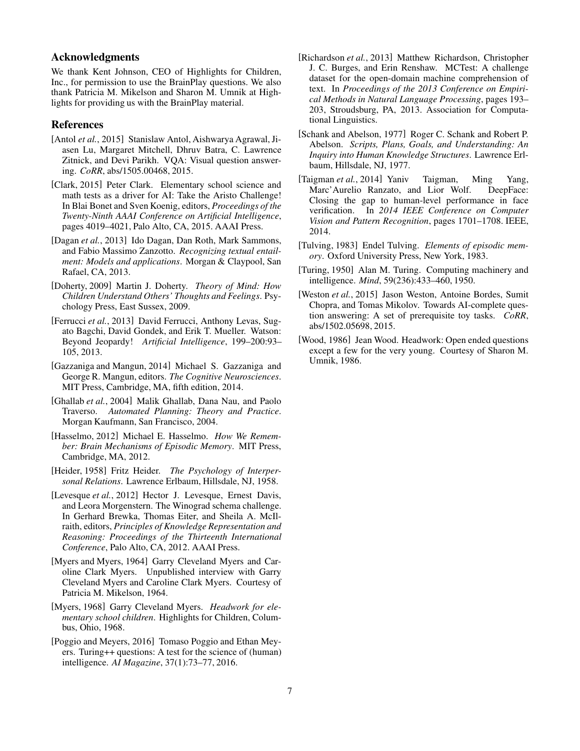## Acknowledgments

We thank Kent Johnson, CEO of Highlights for Children, Inc., for permission to use the BrainPlay questions. We also thank Patricia M. Mikelson and Sharon M. Umnik at Highlights for providing us with the BrainPlay material.

## References

[Antol *et al.*, 2015] Stanislaw Antol, Aishwarya Agrawal, Jiasen Lu, Margaret Mitchell, Dhruv Batra, C. Lawrence Zitnick, and Devi Parikh. VQA: Visual question answering. *CoRR*, abs/1505.00468, 2015.

[Clark, 2015] Peter Clark. Elementary school science and math tests as a driver for AI: Take the Aristo Challenge! In Blai Bonet and Sven Koenig, editors, *Proceedings of the Twenty-Ninth AAAI Conference on Artificial Intelligence*, pages 4019–4021, Palo Alto, CA, 2015. AAAI Press.

[Dagan *et al.*, 2013] Ido Dagan, Dan Roth, Mark Sammons, and Fabio Massimo Zanzotto. *Recognizing textual entailment: Models and applications*. Morgan & Claypool, San Rafael, CA, 2013.

[Doherty, 2009] Martin J. Doherty. *Theory of Mind: How Children Understand Others' Thoughts and Feelings*. Psychology Press, East Sussex, 2009.

[Ferrucci *et al.*, 2013] David Ferrucci, Anthony Levas, Sugato Bagchi, David Gondek, and Erik T. Mueller. Watson: Beyond Jeopardy! *Artificial Intelligence*, 199–200:93–105, 2013.

[Gazzaniga and Mangun, 2014] Michael S. Gazzaniga and George R. Mangun, editors. *The Cognitive Neurosciences*. MIT Press, Cambridge, MA, fifth edition, 2014.

[Ghallab *et al.*, 2004] Malik Ghallab, Dana Nau, and Paolo Traverso. *Automated Planning: Theory and Practice*. Morgan Kaufmann, San Francisco, 2004.

[Hasselmo, 2012] Michael E. Hasselmo. *How We Remember: Brain Mechanisms of Episodic Memory*. MIT Press, Cambridge, MA, 2012.

[Heider, 1958] Fritz Heider. *The Psychology of Interpersonal Relations*. Lawrence Erlbaum, Hillsdale, NJ, 1958.

[Levesque *et al.*, 2012] Hector J. Levesque, Ernest Davis, and Leora Morgenstern. The Winograd schema challenge. In Gerhard Brewka, Thomas Eiter, and Sheila A. McIlraith, editors, *Principles of Knowledge Representation and Reasoning: Proceedings of the Thirteenth International Conference*, Palo Alto, CA, 2012. AAAI Press.

[Myers and Myers, 1964] Garry Cleveland Myers and Caroline Clark Myers. Unpublished interview with Garry Cleveland Myers and Caroline Clark Myers. Courtesy of Patricia M. Mikelson, 1964.

[Myers, 1968] Garry Cleveland Myers. *Headwork for elementary school children*. Highlights for Children, Columbus, Ohio, 1968.

[Poggio and Meyers, 2016] Tomaso Poggio and Ethan Meyers. Turing++ questions: A test for the science of (human) intelligence. *AI Magazine*, 37(1):73–77, 2016.

[Richardson *et al.*, 2013] Matthew Richardson, Christopher J. C. Burges, and Erin Renshaw. MCTest: A challenge dataset for the open-domain machine comprehension of text. In *Proceedings of the 2013 Conference on Empirical Methods in Natural Language Processing*, pages 193–203, Stroudsburg, PA, 2013. Association for Computational Linguistics.

[Schank and Abelson, 1977] Roger C. Schank and Robert P. Abelson. *Scripts, Plans, Goals, and Understanding: An Inquiry into Human Knowledge Structures*. Lawrence Erlbaum, Hillsdale, NJ, 1977.

[Taigman *et al.*, 2014] Yaniv Taigman, Ming Yang, Marc'Aurelio Ranzato, and Lior Wolf. DeepFace: Closing the gap to human-level performance in face verification. In *2014 IEEE Conference on Computer Vision and Pattern Recognition*, pages 1701–1708. IEEE, 2014.

[Tulving, 1983] Endel Tulving. *Elements of episodic memory*. Oxford University Press, New York, 1983.

[Turing, 1950] Alan M. Turing. Computing machinery and intelligence. *Mind*, 59(236):433–460, 1950.

[Weston *et al.*, 2015] Jason Weston, Antoine Bordes, Sumit Chopra, and Tomas Mikolov. Towards AI-complete question answering: A set of prerequisite toy tasks. *CoRR*, abs/1502.05698, 2015.

[Wood, 1986] Jean Wood. Headwork: Open ended questions except a few for the very young. Courtesy of Sharon M. Umnik, 1986.